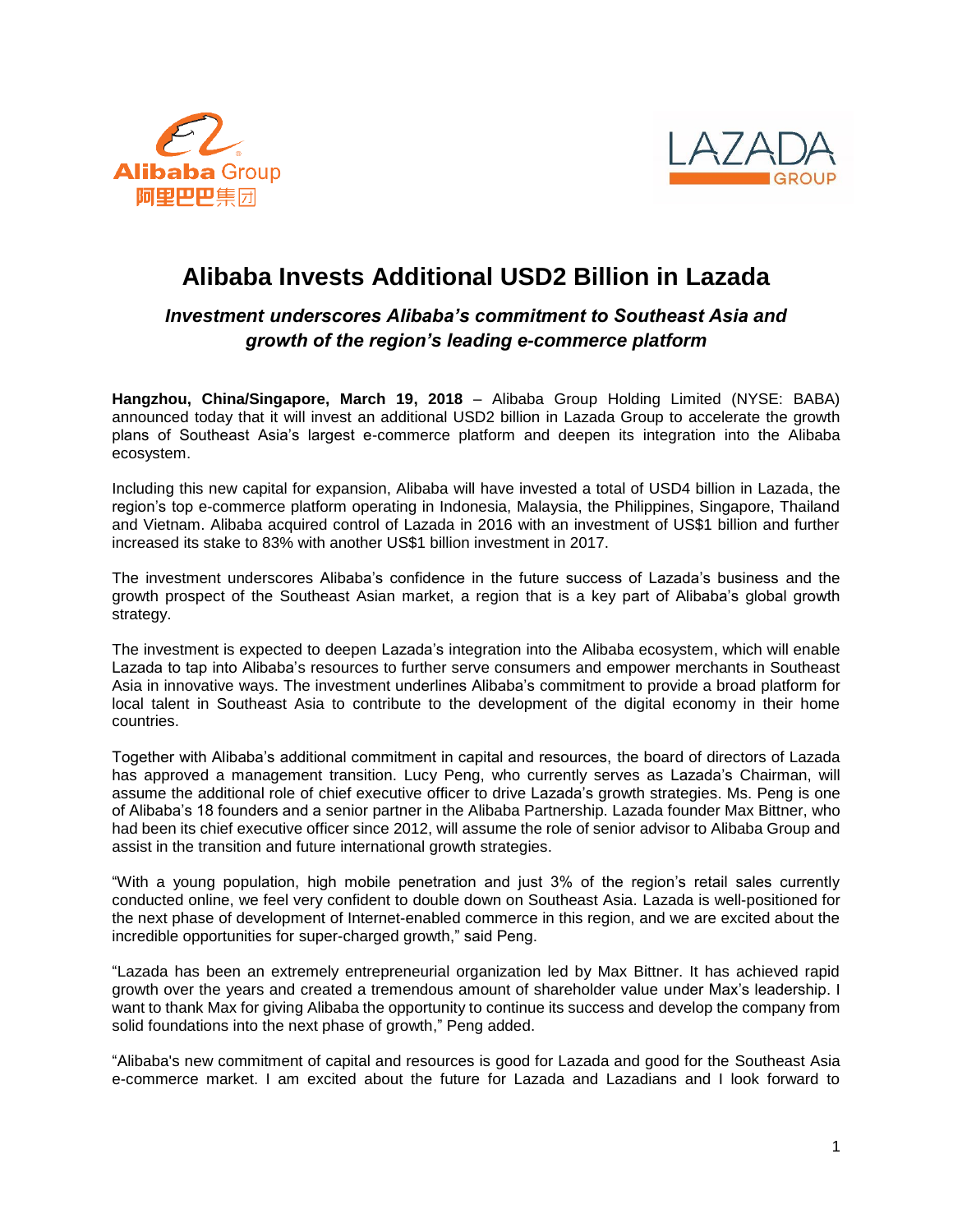# Alibaba Invests Additional USD2 Billion in Lazada

### *Investment underscores Alibaba's commitment to Southeast Asia and growth of the region's leading e-commerce platform*

**Hangzhou, China/Singapore, March 19, 2018** – Alibaba Group Holding Limited (NYSE: BABA) announced today that it will invest an additional USD2 billion in Lazada Group to accelerate the growth plans of Southeast Asia's largest e-commerce platform and deepen its integration into the Alibaba ecosystem.

Including this new capital for expansion, Alibaba will have invested a total of USD4 billion in Lazada, the region's top e-commerce platform operating in Indonesia, Malaysia, the Philippines, Singapore, Thailand and Vietnam. Alibaba acquired control of Lazada in 2016 with an investment of US$1 billion and further increased its stake to 83% with another US$1 billion investment in 2017.

The investment underscores Alibaba's confidence in the future success of Lazada's business and the growth prospect of the Southeast Asian market, a region that is a key part of Alibaba's global growth strategy.

The investment is expected to deepen Lazada's integration into the Alibaba ecosystem, which will enable Lazada to tap into Alibaba's resources to further serve consumers and empower merchants in Southeast Asia in innovative ways. The investment underlines Alibaba's commitment to provide a broad platform for local talent in Southeast Asia to contribute to the development of the digital economy in their home countries.

Together with Alibaba's additional commitment in capital and resources, the board of directors of Lazada has approved a management transition. Lucy Peng, who currently serves as Lazada's Chairman, will assume the additional role of chief executive officer to drive Lazada's growth strategies. Ms. Peng is one of Alibaba's 18 founders and a senior partner in the Alibaba Partnership. Lazada founder Max Bittner, who had been its chief executive officer since 2012, will assume the role of senior advisor to Alibaba Group and assist in the transition and future international growth strategies.

"With a young population, high mobile penetration and just 3% of the region's retail sales currently conducted online, we feel very confident to double down on Southeast Asia. Lazada is well-positioned for the next phase of development of Internet-enabled commerce in this region, and we are excited about the incredible opportunities for super-charged growth," said Peng.

"Lazada has been an extremely entrepreneurial organization led by Max Bittner. It has achieved rapid growth over the years and created a tremendous amount of shareholder value under Max's leadership. I want to thank Max for giving Alibaba the opportunity to continue its success and develop the company from solid foundations into the next phase of growth," Peng added.

"Alibaba's new commitment of capital and resources is good for Lazada and good for the Southeast Asia e-commerce market. I am excited about the future for Lazada and Lazadians and I look forward to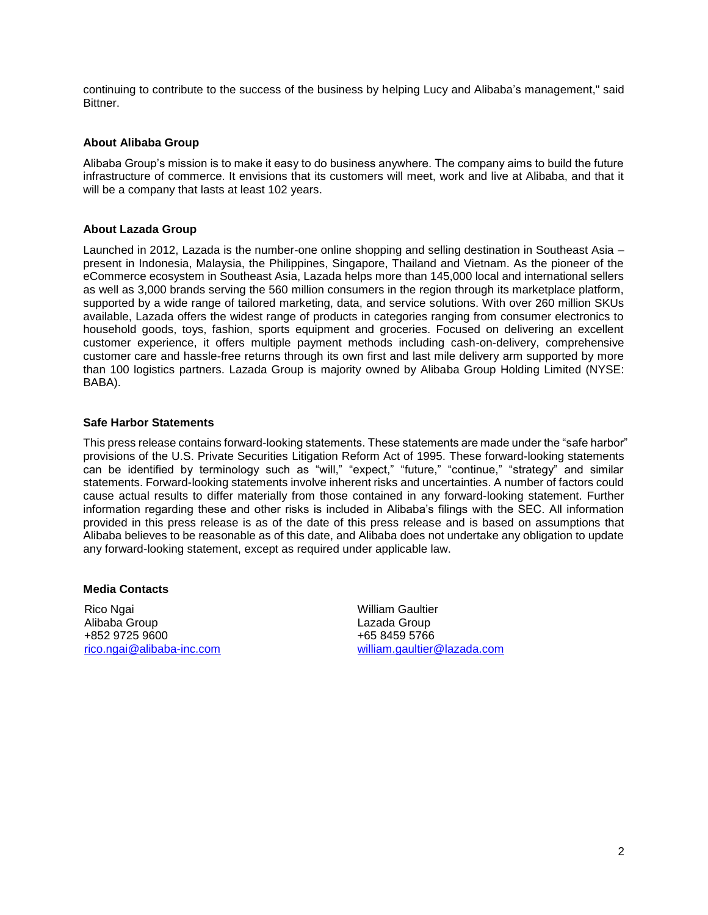continuing to contribute to the success of the business by helping Lucy and Alibaba's management," said Bittner.

### About Alibaba Group

Alibaba Group's mission is to make it easy to do business anywhere. The company aims to build the future infrastructure of commerce. It envisions that its customers will meet, work and live at Alibaba, and that it will be a company that lasts at least 102 years.

### About Lazada Group

Launched in 2012, Lazada is the number-one online shopping and selling destination in Southeast Asia – present in Indonesia, Malaysia, the Philippines, Singapore, Thailand and Vietnam. As the pioneer of the eCommerce ecosystem in Southeast Asia, Lazada helps more than 145,000 local and international sellers as well as 3,000 brands serving the 560 million consumers in the region through its marketplace platform, supported by a wide range of tailored marketing, data, and service solutions. With over 260 million SKUs available, Lazada offers the widest range of products in categories ranging from consumer electronics to household goods, toys, fashion, sports equipment and groceries. Focused on delivering an excellent customer experience, it offers multiple payment methods including cash-on-delivery, comprehensive customer care and hassle-free returns through its own first and last mile delivery arm supported by more than 100 logistics partners. Lazada Group is majority owned by Alibaba Group Holding Limited (NYSE: BABA).

### Safe Harbor Statements

This press release contains forward-looking statements. These statements are made under the "safe harbor" provisions of the U.S. Private Securities Litigation Reform Act of 1995. These forward-looking statements can be identified by terminology such as "will," "expect," "future," "continue," "strategy" and similar statements. Forward-looking statements involve inherent risks and uncertainties. A number of factors could cause actual results to differ materially from those contained in any forward-looking statement. Further information regarding these and other risks is included in Alibaba's filings with the SEC. All information provided in this press release is as of the date of this press release and is based on assumptions that Alibaba believes to be reasonable as of this date, and Alibaba does not undertake any obligation to update any forward-looking statement, except as required under applicable law.

### Media Contacts

Rico Ngai
Alibaba Group
+852 9725 9600
rico.ngai@alibaba-inc.com

William Gaultier
Lazada Group
+65 8459 5766
william.gaultier@lazada.com